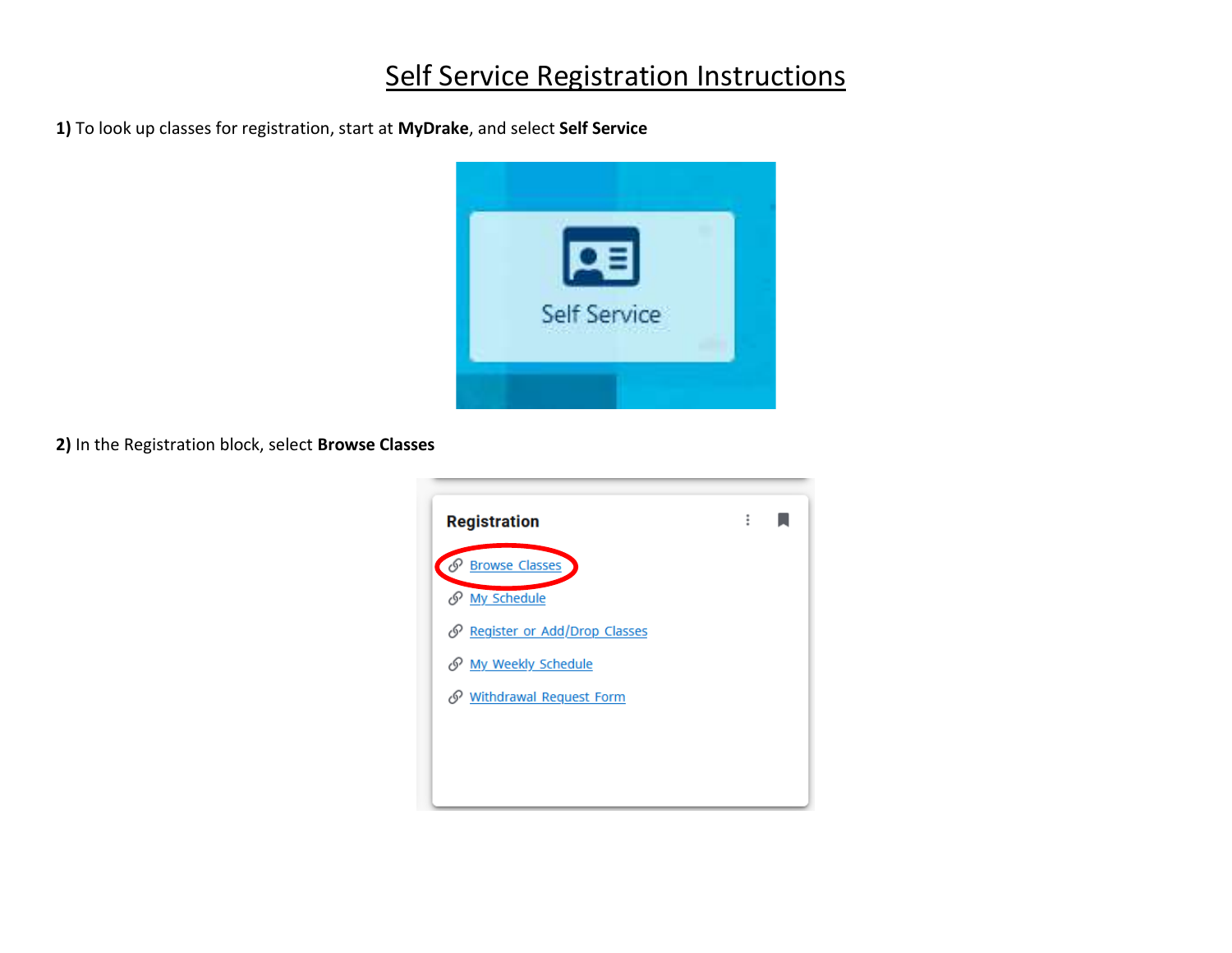# Self Service Registration Instructions

**1)** To look up classes for registration, start at **MyDrake**, and select **Self Service**

**2)** In the Registration block, select **Browse Classes**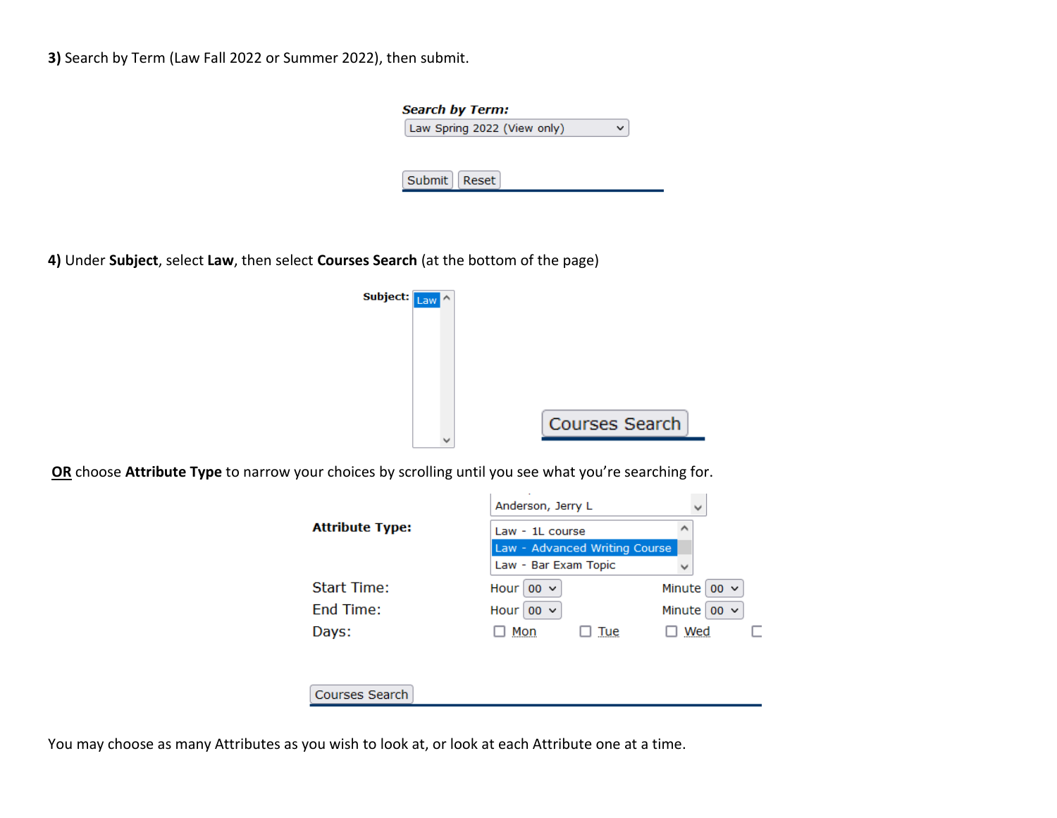**3)** Search by Term (Law Fall 2022 or Summer 2022), then submit.

*Search by Term:*
Law Spring 2022 (View only)

Submit | Reset

**4)** Under **Subject**, select **Law**, then select **Courses Search** (at the bottom of the page)

**Subject:** Law

Courses Search

**OR** choose **Attribute Type** to narrow your choices by scrolling until you see what you're searching for.

Anderson, Jerry L

**Attribute Type:**
- Law - 1L course
- Law - Advanced Writing Course
- Law - Bar Exam Topic

Start Time: Hour 00 Minute 00
End Time: Hour 00 Minute 00
Days: Mon Tue Wed

Courses Search

You may choose as many Attributes as you wish to look at, or look at each Attribute one at a time.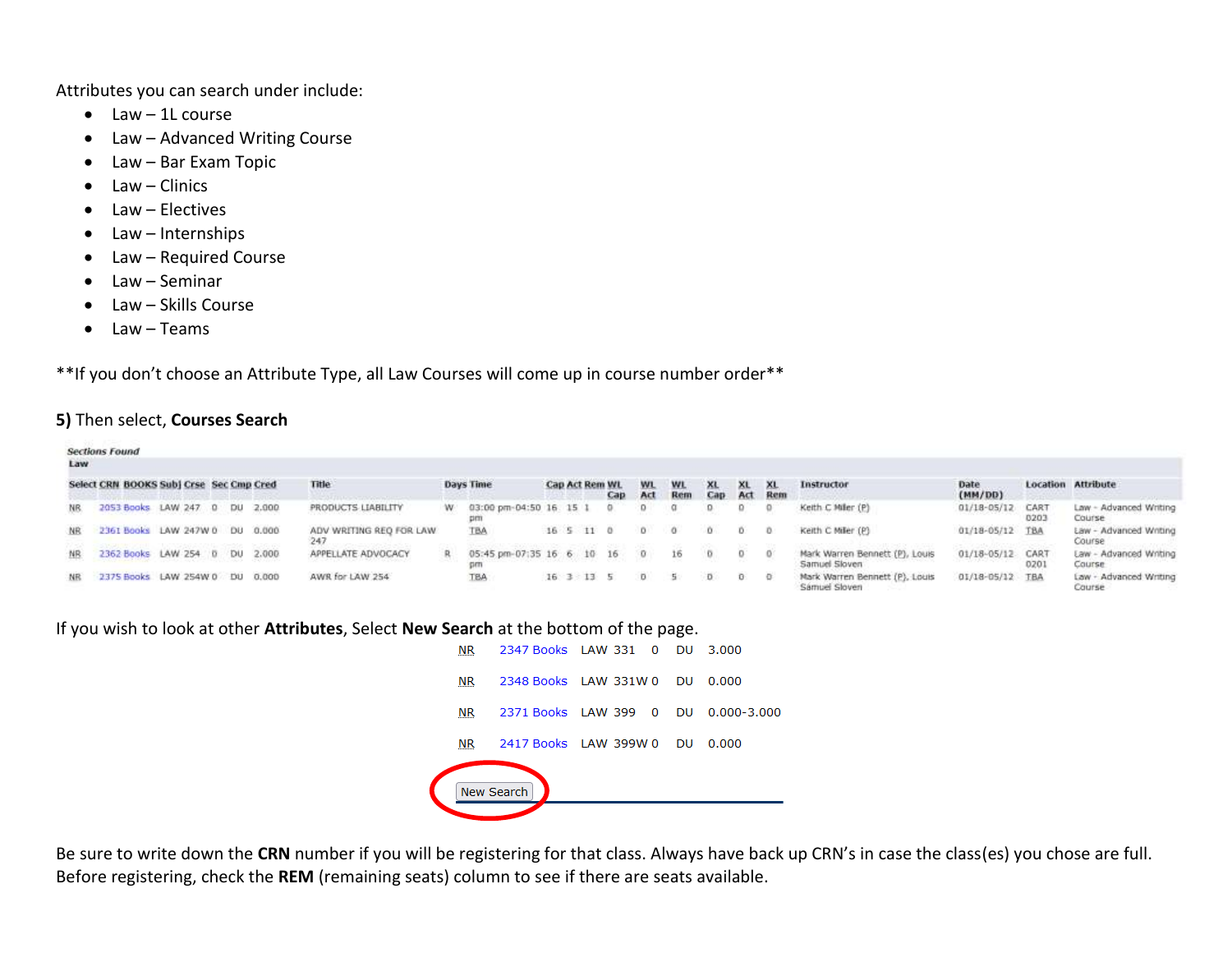Attributes you can search under include:

- Law – 1L course
- Law – Advanced Writing Course
- Law – Bar Exam Topic
- Law – Clinics
- Law – Electives
- Law – Internships
- Law – Required Course
- Law – Seminar
- Law – Skills Course
- Law – Teams

**If you don't choose an Attribute Type, all Law Courses will come up in course number order**

**5)** Then select, **Courses Search**

*Sections Found*

Law

| Select | CRN | BOOKS | Subj | Crse | Sec | Cmp | Cred | Title | Days | Time | Cap | Act | Rem | WL Cap | WL Act | WL Rem | XL Cap | XL Act | XL Rem | Instructor | Date (MM/DD) | Location | Attribute |
|---|---|---|---|---|---|---|---|---|---|---|---|---|---|---|---|---|---|---|---|---|---|---|---|
| NR | 2053 | Books | LAW | 247 | 0 | DU | 2.000 | PRODUCTS LIABILITY | W | 03:00 pm-04:50 pm | 16 | 15 | 1 | 0 | 0 | 0 | 0 | 0 | 0 | Keith C Miller (P) | 01/18-05/12 | CART 0203 | Law - Advanced Writing Course |
| NR | 2361 | Books | LAW | 247W | 0 | DU | 0.000 | ADV WRITING REQ FOR LAW 247 | | TBA | 16 | 5 | 11 | 0 | 0 | 0 | 0 | 0 | 0 | Keith C Miller (P) | 01/18-05/12 | TBA | Law - Advanced Writing Course |
| NR | 2362 | Books | LAW | 254 | 0 | DU | 2.000 | APPELLATE ADVOCACY | R | 05:45 pm-07:35 pm | 16 | 6 | 10 | 16 | 0 | 16 | 0 | 0 | 0 | Mark Warren Bennett (P), Louis Samuel Sloven | 01/18-05/12 | CART 0201 | Law - Advanced Writing Course |
| NR | 2375 | Books | LAW | 254W | 0 | DU | 0.000 | AWR for LAW 254 | | TBA | 16 | 3 | 13 | 5 | 0 | 5 | 0 | 0 | 0 | Mark Warren Bennett (P), Louis Samuel Sloven | 01/18-05/12 | TBA | Law - Advanced Writing Course |

If you wish to look at other **Attributes**, Select **New Search** at the bottom of the page.

| | | | | | | | |
|---|---|---|---|---|---|---|---|
| NR | 2347 | Books | LAW | 331 | 0 | DU | 3.000 |
| NR | 2348 | Books | LAW | 331W | 0 | DU | 0.000 |
| NR | 2371 | Books | LAW | 399 | 0 | DU | 0.000-3.000 |
| NR | 2417 | Books | LAW | 399W | 0 | DU | 0.000 |

New Search

Be sure to write down the **CRN** number if you will be registering for that class. Always have back up CRN's in case the class(es) you chose are full. Before registering, check the **REM** (remaining seats) column to see if there are seats available.